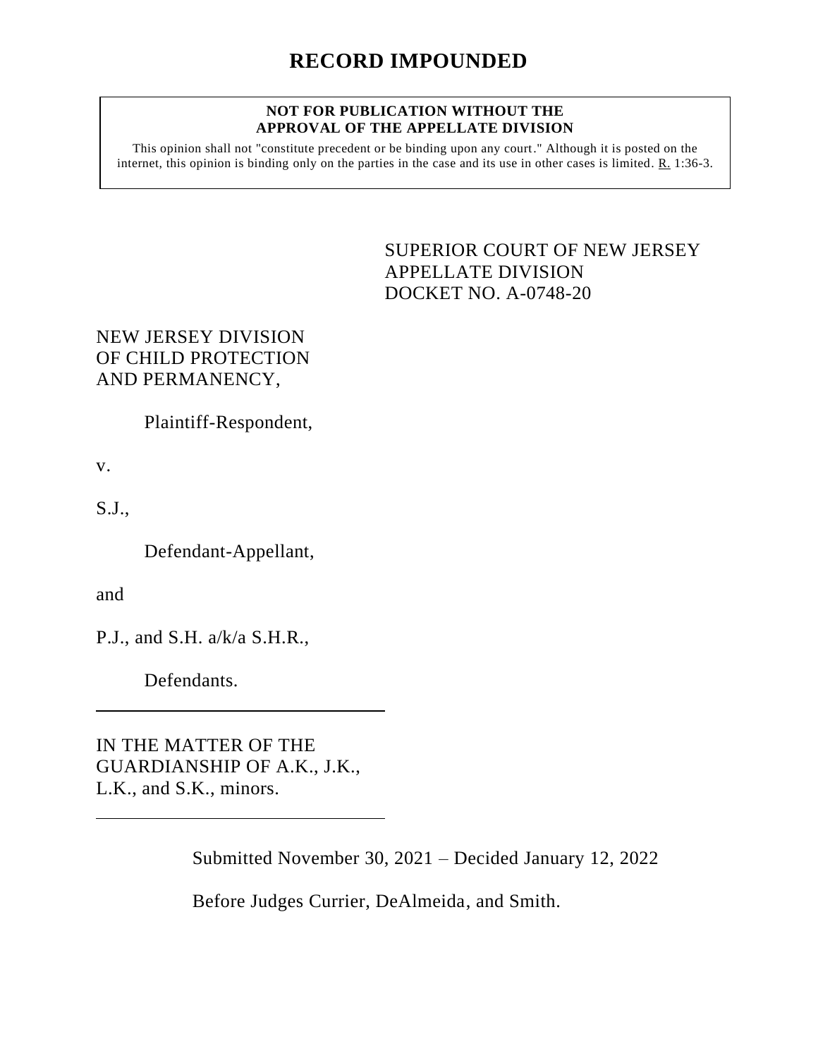# RECORD IMPOUNDED

**NOT FOR PUBLICATION WITHOUT THE APPROVAL OF THE APPELLATE DIVISION**

This opinion shall not "constitute precedent or be binding upon any court." Although it is posted on the internet, this opinion is binding only on the parties in the case and its use in other cases is limited. R. 1:36-3.

SUPERIOR COURT OF NEW JERSEY
APPELLATE DIVISION
DOCKET NO. A-0748-20

NEW JERSEY DIVISION OF CHILD PROTECTION AND PERMANENCY,

Plaintiff-Respondent,

v.

S.J.,

Defendant-Appellant,

and

P.J., and S.H. a/k/a S.H.R.,

Defendants.

---

IN THE MATTER OF THE GUARDIANSHIP OF A.K., J.K., L.K., and S.K., minors.

---

Submitted November 30, 2021 – Decided January 12, 2022

Before Judges Currier, DeAlmeida, and Smith.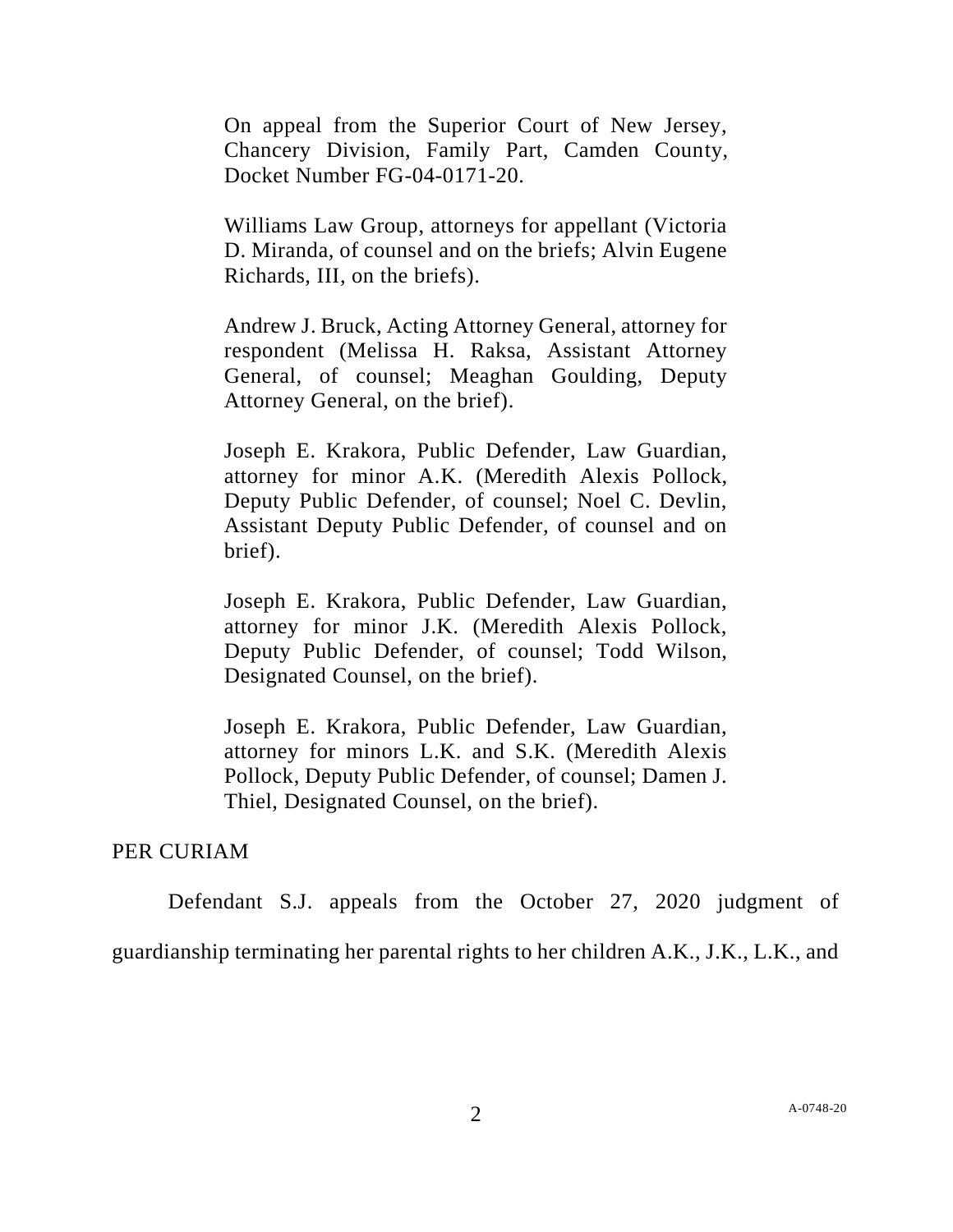On appeal from the Superior Court of New Jersey, Chancery Division, Family Part, Camden County, Docket Number FG-04-0171-20.

Williams Law Group, attorneys for appellant (Victoria D. Miranda, of counsel and on the briefs; Alvin Eugene Richards, III, on the briefs).

Andrew J. Bruck, Acting Attorney General, attorney for respondent (Melissa H. Raksa, Assistant Attorney General, of counsel; Meaghan Goulding, Deputy Attorney General, on the brief).

Joseph E. Krakora, Public Defender, Law Guardian, attorney for minor A.K. (Meredith Alexis Pollock, Deputy Public Defender, of counsel; Noel C. Devlin, Assistant Deputy Public Defender, of counsel and on brief).

Joseph E. Krakora, Public Defender, Law Guardian, attorney for minor J.K. (Meredith Alexis Pollock, Deputy Public Defender, of counsel; Todd Wilson, Designated Counsel, on the brief).

Joseph E. Krakora, Public Defender, Law Guardian, attorney for minors L.K. and S.K. (Meredith Alexis Pollock, Deputy Public Defender, of counsel; Damen J. Thiel, Designated Counsel, on the brief).

PER CURIAM

Defendant S.J. appeals from the October 27, 2020 judgment of guardianship terminating her parental rights to her children A.K., J.K., L.K., and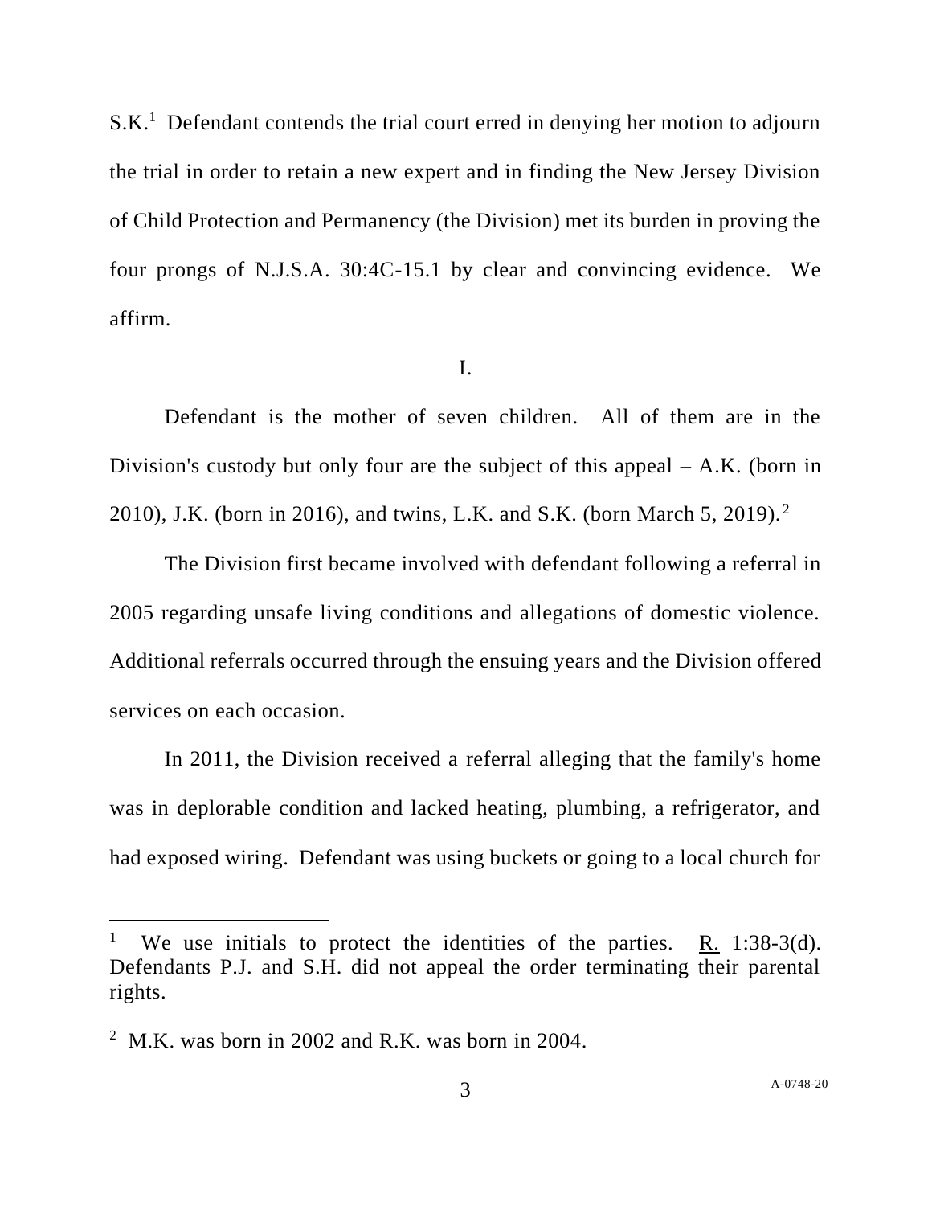S.K.[1] Defendant contends the trial court erred in denying her motion to adjourn the trial in order to retain a new expert and in finding the New Jersey Division of Child Protection and Permanency (the Division) met its burden in proving the four prongs of N.J.S.A. 30:4C-15.1 by clear and convincing evidence. We affirm.

I.

Defendant is the mother of seven children. All of them are in the Division's custody but only four are the subject of this appeal – A.K. (born in 2010), J.K. (born in 2016), and twins, L.K. and S.K. (born March 5, 2019).[2]

The Division first became involved with defendant following a referral in 2005 regarding unsafe living conditions and allegations of domestic violence. Additional referrals occurred through the ensuing years and the Division offered services on each occasion.

In 2011, the Division received a referral alleging that the family's home was in deplorable condition and lacked heating, plumbing, a refrigerator, and had exposed wiring. Defendant was using buckets or going to a local church for

---

[1] We use initials to protect the identities of the parties. R. 1:38-3(d). Defendants P.J. and S.H. did not appeal the order terminating their parental rights.

[2] M.K. was born in 2002 and R.K. was born in 2004.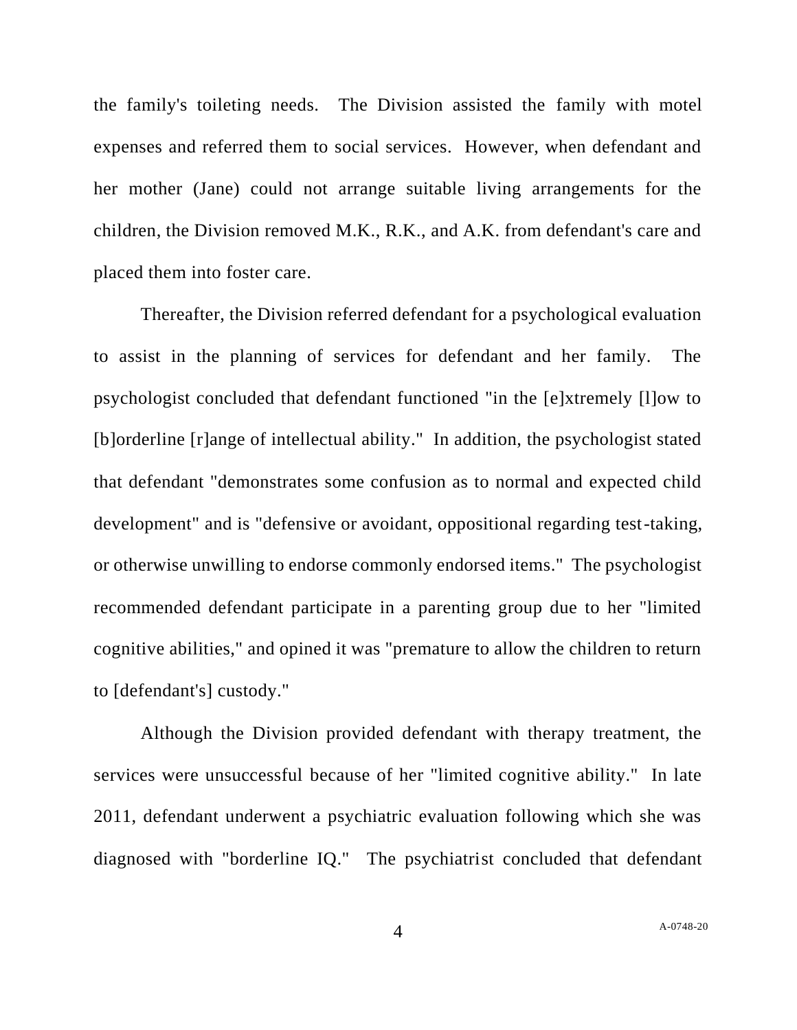the family's toileting needs. The Division assisted the family with motel expenses and referred them to social services. However, when defendant and her mother (Jane) could not arrange suitable living arrangements for the children, the Division removed M.K., R.K., and A.K. from defendant's care and placed them into foster care.

Thereafter, the Division referred defendant for a psychological evaluation to assist in the planning of services for defendant and her family. The psychologist concluded that defendant functioned "in the [e]xtremely [l]ow to [b]orderline [r]ange of intellectual ability." In addition, the psychologist stated that defendant "demonstrates some confusion as to normal and expected child development" and is "defensive or avoidant, oppositional regarding test-taking, or otherwise unwilling to endorse commonly endorsed items." The psychologist recommended defendant participate in a parenting group due to her "limited cognitive abilities," and opined it was "premature to allow the children to return to [defendant's] custody."

Although the Division provided defendant with therapy treatment, the services were unsuccessful because of her "limited cognitive ability." In late 2011, defendant underwent a psychiatric evaluation following which she was diagnosed with "borderline IQ." The psychiatrist concluded that defendant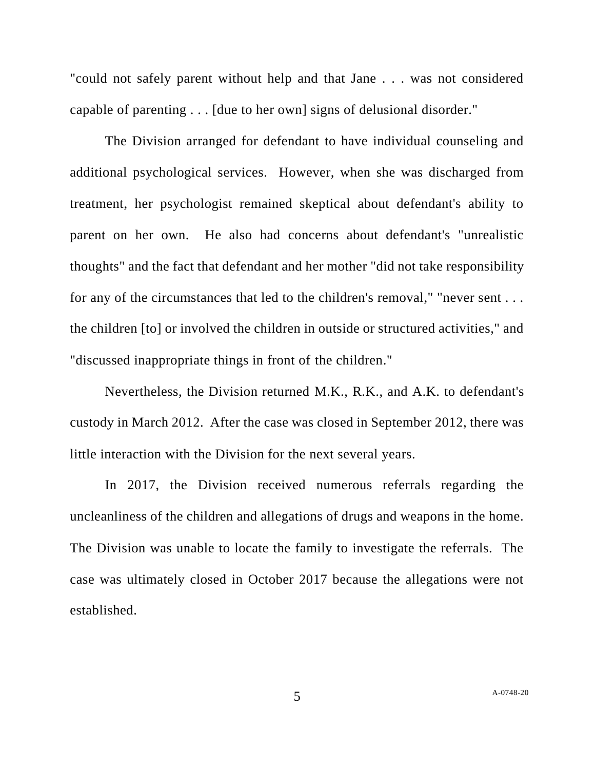"could not safely parent without help and that Jane . . . was not considered capable of parenting . . . [due to her own] signs of delusional disorder."

The Division arranged for defendant to have individual counseling and additional psychological services. However, when she was discharged from treatment, her psychologist remained skeptical about defendant's ability to parent on her own. He also had concerns about defendant's "unrealistic thoughts" and the fact that defendant and her mother "did not take responsibility for any of the circumstances that led to the children's removal," "never sent . . . the children [to] or involved the children in outside or structured activities," and "discussed inappropriate things in front of the children."

Nevertheless, the Division returned M.K., R.K., and A.K. to defendant's custody in March 2012. After the case was closed in September 2012, there was little interaction with the Division for the next several years.

In 2017, the Division received numerous referrals regarding the uncleanliness of the children and allegations of drugs and weapons in the home. The Division was unable to locate the family to investigate the referrals. The case was ultimately closed in October 2017 because the allegations were not established.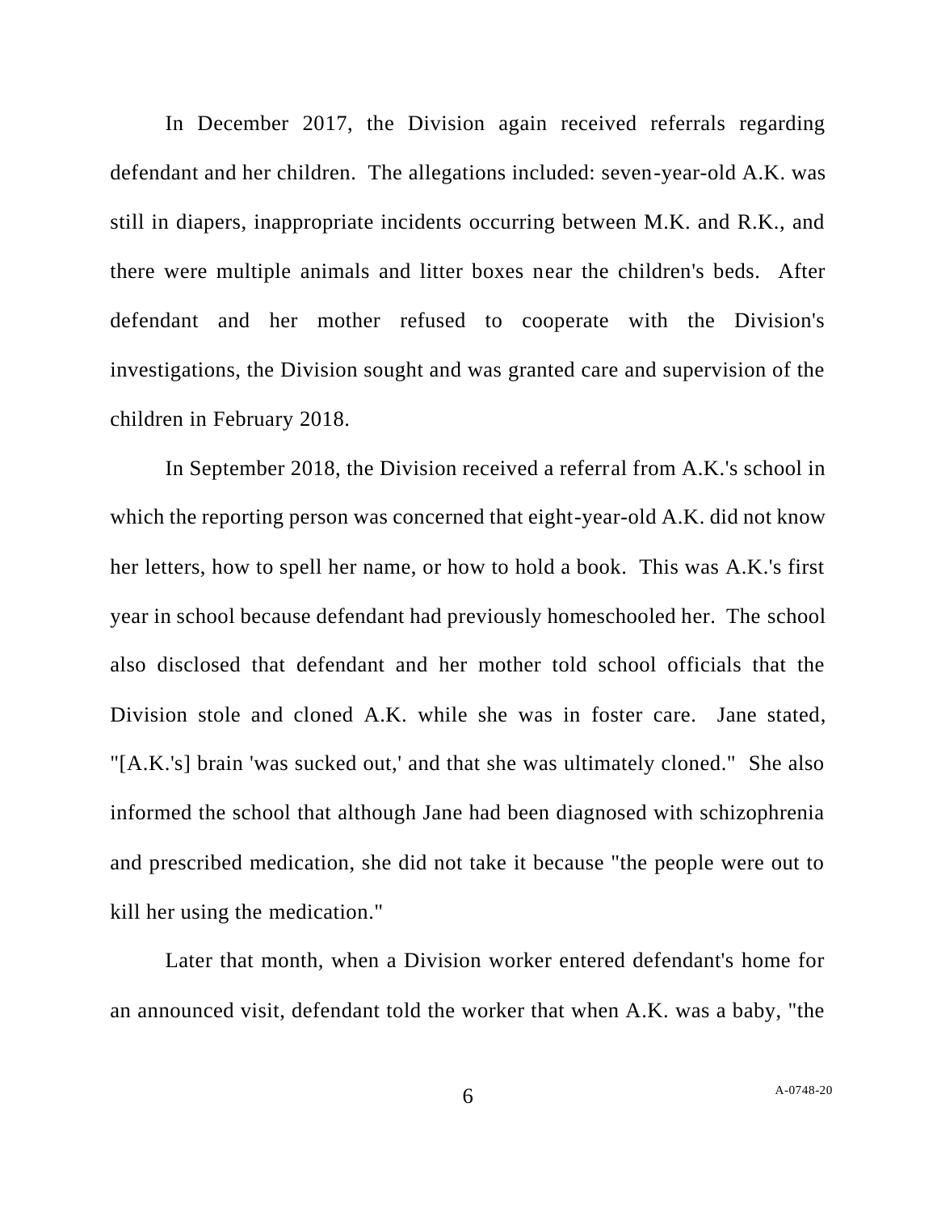In December 2017, the Division again received referrals regarding defendant and her children. The allegations included: seven-year-old A.K. was still in diapers, inappropriate incidents occurring between M.K. and R.K., and there were multiple animals and litter boxes near the children's beds. After defendant and her mother refused to cooperate with the Division's investigations, the Division sought and was granted care and supervision of the children in February 2018.

In September 2018, the Division received a referral from A.K.'s school in which the reporting person was concerned that eight-year-old A.K. did not know her letters, how to spell her name, or how to hold a book. This was A.K.'s first year in school because defendant had previously homeschooled her. The school also disclosed that defendant and her mother told school officials that the Division stole and cloned A.K. while she was in foster care. Jane stated, "[A.K.'s] brain 'was sucked out,' and that she was ultimately cloned." She also informed the school that although Jane had been diagnosed with schizophrenia and prescribed medication, she did not take it because "the people were out to kill her using the medication."

Later that month, when a Division worker entered defendant's home for an announced visit, defendant told the worker that when A.K. was a baby, "the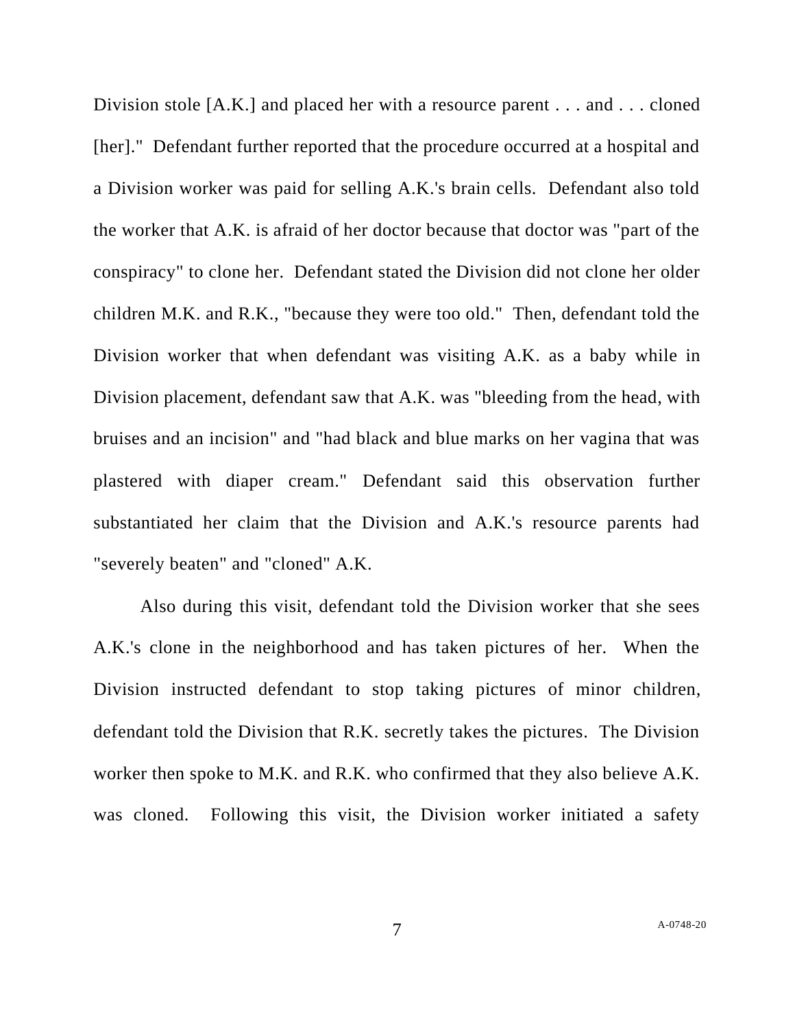Division stole [A.K.] and placed her with a resource parent . . . and . . . cloned [her]." Defendant further reported that the procedure occurred at a hospital and a Division worker was paid for selling A.K.'s brain cells. Defendant also told the worker that A.K. is afraid of her doctor because that doctor was "part of the conspiracy" to clone her. Defendant stated the Division did not clone her older children M.K. and R.K., "because they were too old." Then, defendant told the Division worker that when defendant was visiting A.K. as a baby while in Division placement, defendant saw that A.K. was "bleeding from the head, with bruises and an incision" and "had black and blue marks on her vagina that was plastered with diaper cream." Defendant said this observation further substantiated her claim that the Division and A.K.'s resource parents had "severely beaten" and "cloned" A.K.

Also during this visit, defendant told the Division worker that she sees A.K.'s clone in the neighborhood and has taken pictures of her. When the Division instructed defendant to stop taking pictures of minor children, defendant told the Division that R.K. secretly takes the pictures. The Division worker then spoke to M.K. and R.K. who confirmed that they also believe A.K. was cloned. Following this visit, the Division worker initiated a safety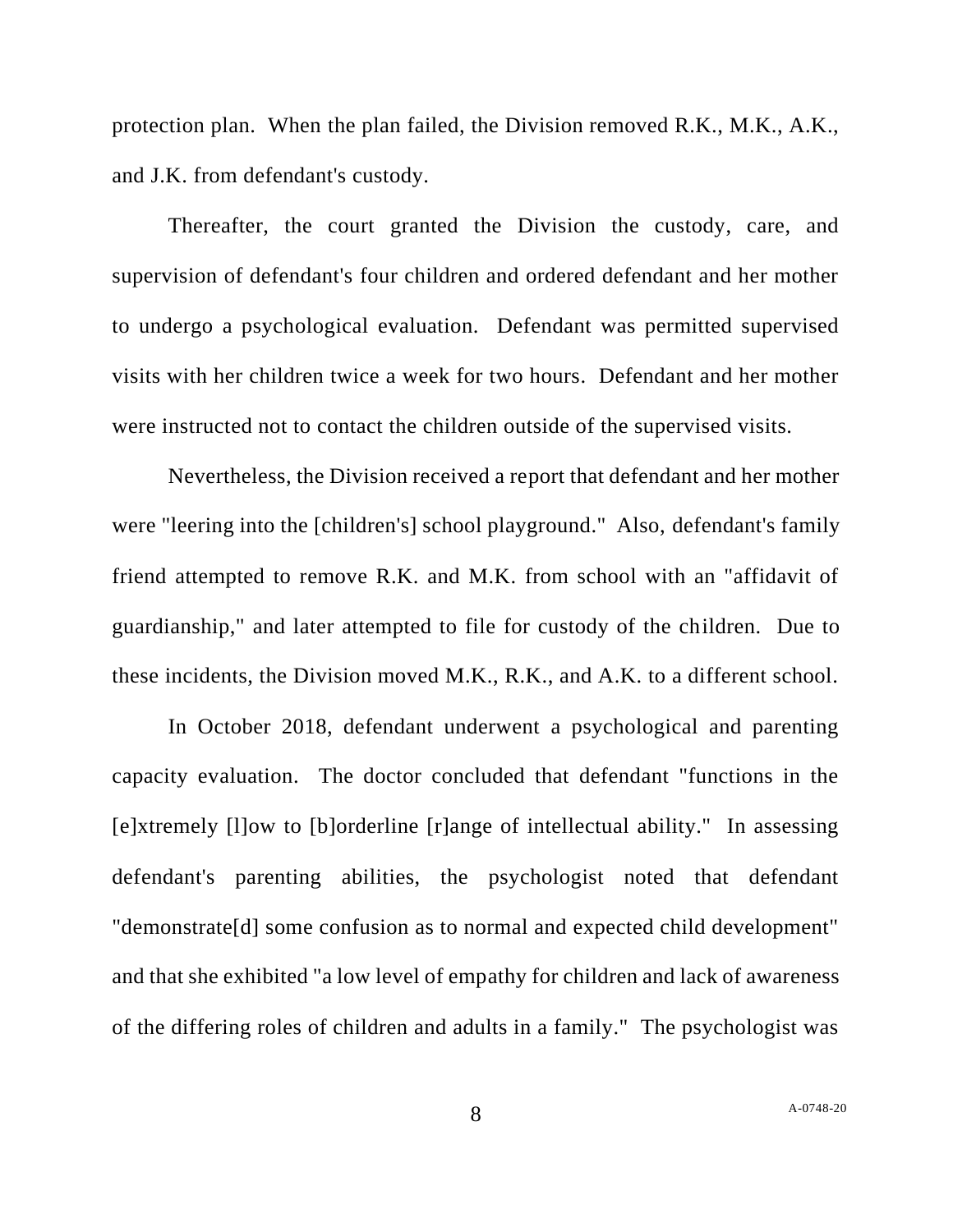protection plan. When the plan failed, the Division removed R.K., M.K., A.K., and J.K. from defendant's custody.

Thereafter, the court granted the Division the custody, care, and supervision of defendant's four children and ordered defendant and her mother to undergo a psychological evaluation. Defendant was permitted supervised visits with her children twice a week for two hours. Defendant and her mother were instructed not to contact the children outside of the supervised visits.

Nevertheless, the Division received a report that defendant and her mother were "leering into the [children's] school playground." Also, defendant's family friend attempted to remove R.K. and M.K. from school with an "affidavit of guardianship," and later attempted to file for custody of the children. Due to these incidents, the Division moved M.K., R.K., and A.K. to a different school.

In October 2018, defendant underwent a psychological and parenting capacity evaluation. The doctor concluded that defendant "functions in the [e]xtremely [l]ow to [b]orderline [r]ange of intellectual ability." In assessing defendant's parenting abilities, the psychologist noted that defendant "demonstrate[d] some confusion as to normal and expected child development" and that she exhibited "a low level of empathy for children and lack of awareness of the differing roles of children and adults in a family." The psychologist was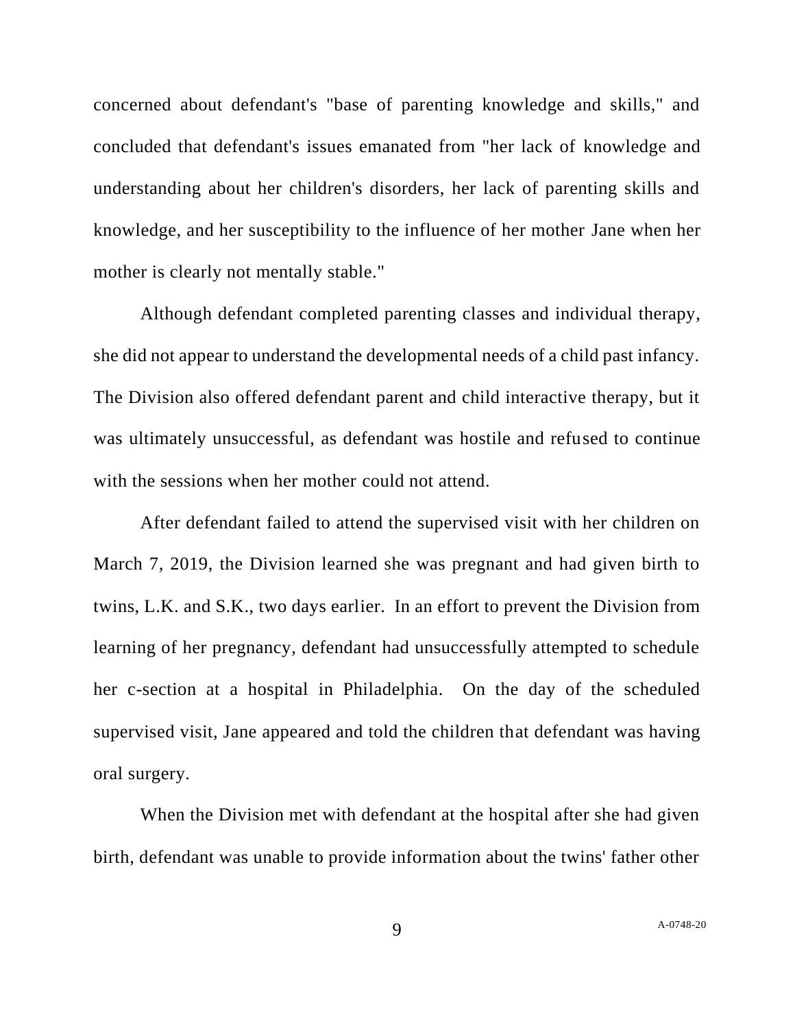concerned about defendant's "base of parenting knowledge and skills," and concluded that defendant's issues emanated from "her lack of knowledge and understanding about her children's disorders, her lack of parenting skills and knowledge, and her susceptibility to the influence of her mother Jane when her mother is clearly not mentally stable."

Although defendant completed parenting classes and individual therapy, she did not appear to understand the developmental needs of a child past infancy. The Division also offered defendant parent and child interactive therapy, but it was ultimately unsuccessful, as defendant was hostile and refused to continue with the sessions when her mother could not attend.

After defendant failed to attend the supervised visit with her children on March 7, 2019, the Division learned she was pregnant and had given birth to twins, L.K. and S.K., two days earlier. In an effort to prevent the Division from learning of her pregnancy, defendant had unsuccessfully attempted to schedule her c-section at a hospital in Philadelphia. On the day of the scheduled supervised visit, Jane appeared and told the children that defendant was having oral surgery.

When the Division met with defendant at the hospital after she had given birth, defendant was unable to provide information about the twins' father other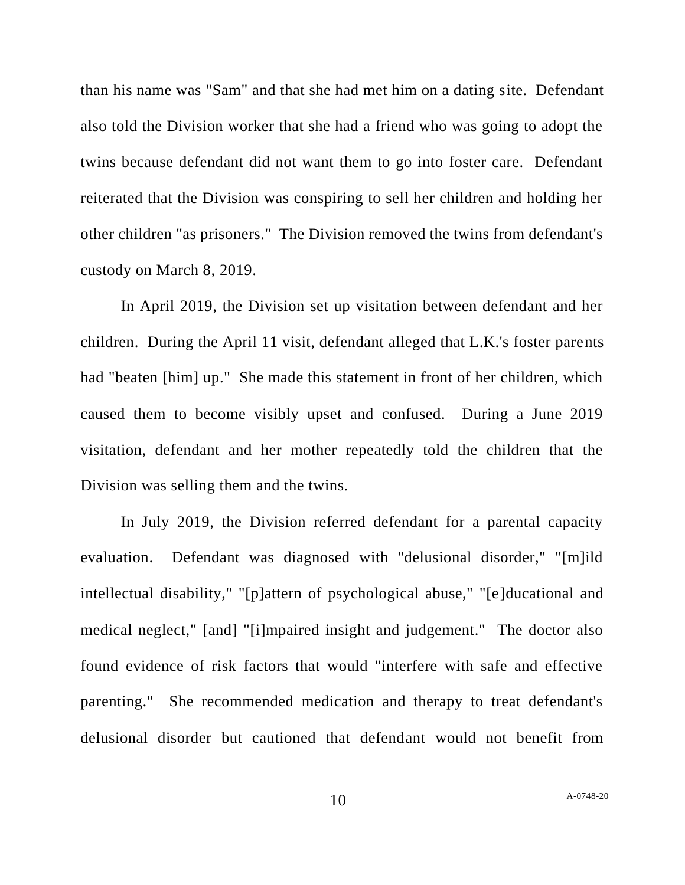than his name was "Sam" and that she had met him on a dating site. Defendant also told the Division worker that she had a friend who was going to adopt the twins because defendant did not want them to go into foster care. Defendant reiterated that the Division was conspiring to sell her children and holding her other children "as prisoners." The Division removed the twins from defendant's custody on March 8, 2019.

In April 2019, the Division set up visitation between defendant and her children. During the April 11 visit, defendant alleged that L.K.'s foster parents had "beaten [him] up." She made this statement in front of her children, which caused them to become visibly upset and confused. During a June 2019 visitation, defendant and her mother repeatedly told the children that the Division was selling them and the twins.

In July 2019, the Division referred defendant for a parental capacity evaluation. Defendant was diagnosed with "delusional disorder," "[m]ild intellectual disability," "[p]attern of psychological abuse," "[e]ducational and medical neglect," [and] "[i]mpaired insight and judgement." The doctor also found evidence of risk factors that would "interfere with safe and effective parenting." She recommended medication and therapy to treat defendant's delusional disorder but cautioned that defendant would not benefit from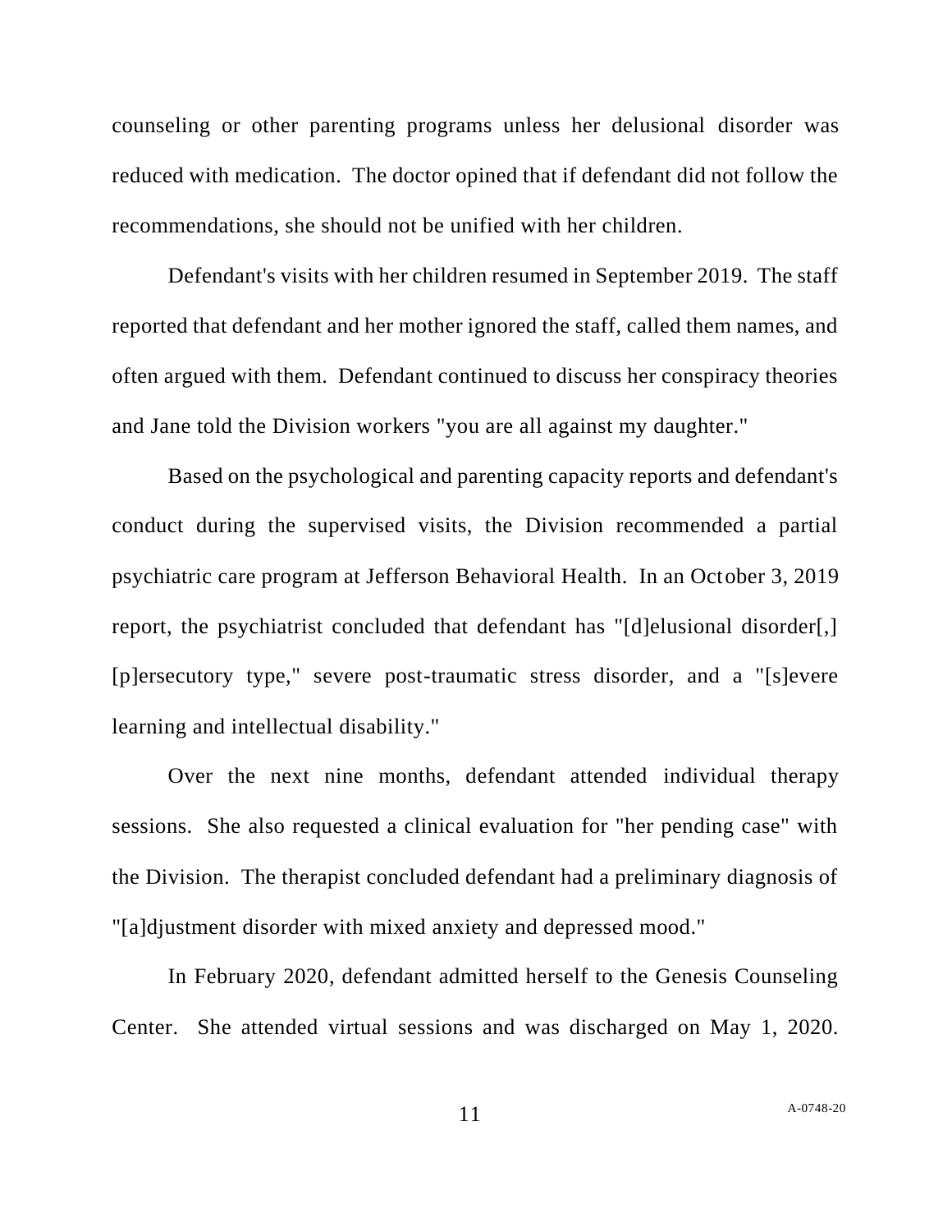counseling or other parenting programs unless her delusional disorder was reduced with medication. The doctor opined that if defendant did not follow the recommendations, she should not be unified with her children.

Defendant's visits with her children resumed in September 2019. The staff reported that defendant and her mother ignored the staff, called them names, and often argued with them. Defendant continued to discuss her conspiracy theories and Jane told the Division workers "you are all against my daughter."

Based on the psychological and parenting capacity reports and defendant's conduct during the supervised visits, the Division recommended a partial psychiatric care program at Jefferson Behavioral Health. In an October 3, 2019 report, the psychiatrist concluded that defendant has "[d]elusional disorder[,] [p]ersecutory type," severe post-traumatic stress disorder, and a "[s]evere learning and intellectual disability."

Over the next nine months, defendant attended individual therapy sessions. She also requested a clinical evaluation for "her pending case" with the Division. The therapist concluded defendant had a preliminary diagnosis of "[a]djustment disorder with mixed anxiety and depressed mood."

In February 2020, defendant admitted herself to the Genesis Counseling Center. She attended virtual sessions and was discharged on May 1, 2020.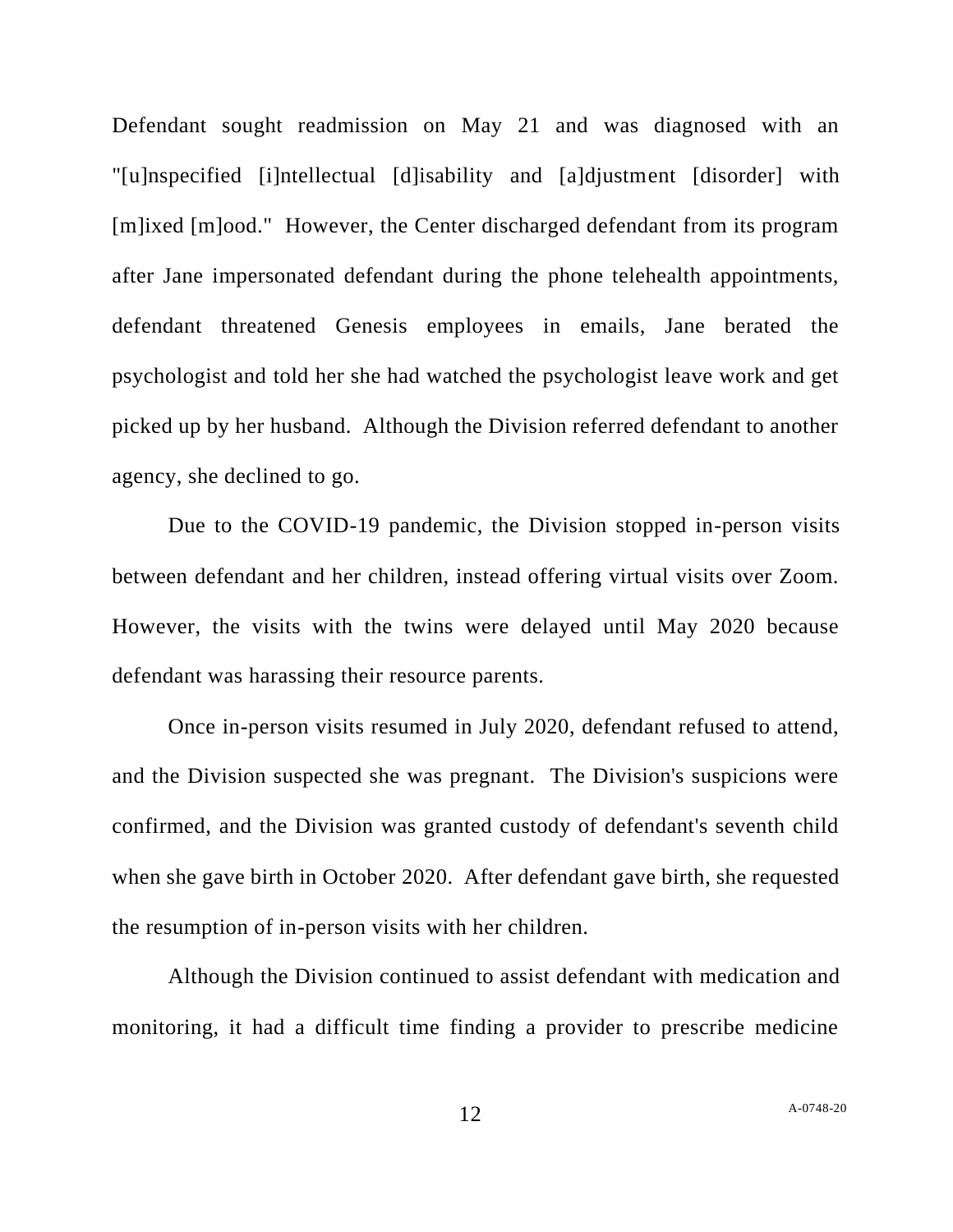Defendant sought readmission on May 21 and was diagnosed with an "[u]nspecified [i]ntellectual [d]isability and [a]djustment [disorder] with [m]ixed [m]ood." However, the Center discharged defendant from its program after Jane impersonated defendant during the phone telehealth appointments, defendant threatened Genesis employees in emails, Jane berated the psychologist and told her she had watched the psychologist leave work and get picked up by her husband. Although the Division referred defendant to another agency, she declined to go.

Due to the COVID-19 pandemic, the Division stopped in-person visits between defendant and her children, instead offering virtual visits over Zoom. However, the visits with the twins were delayed until May 2020 because defendant was harassing their resource parents.

Once in-person visits resumed in July 2020, defendant refused to attend, and the Division suspected she was pregnant. The Division's suspicions were confirmed, and the Division was granted custody of defendant's seventh child when she gave birth in October 2020. After defendant gave birth, she requested the resumption of in-person visits with her children.

Although the Division continued to assist defendant with medication and monitoring, it had a difficult time finding a provider to prescribe medicine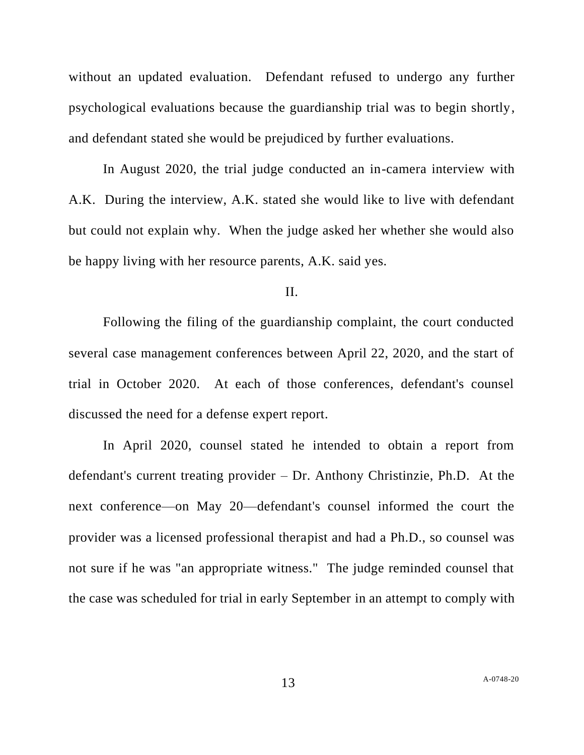without an updated evaluation. Defendant refused to undergo any further psychological evaluations because the guardianship trial was to begin shortly, and defendant stated she would be prejudiced by further evaluations.

In August 2020, the trial judge conducted an in-camera interview with A.K. During the interview, A.K. stated she would like to live with defendant but could not explain why. When the judge asked her whether she would also be happy living with her resource parents, A.K. said yes.

## II.

Following the filing of the guardianship complaint, the court conducted several case management conferences between April 22, 2020, and the start of trial in October 2020. At each of those conferences, defendant's counsel discussed the need for a defense expert report.

In April 2020, counsel stated he intended to obtain a report from defendant's current treating provider – Dr. Anthony Christinzie, Ph.D. At the next conference—on May 20—defendant's counsel informed the court the provider was a licensed professional therapist and had a Ph.D., so counsel was not sure if he was "an appropriate witness." The judge reminded counsel that the case was scheduled for trial in early September in an attempt to comply with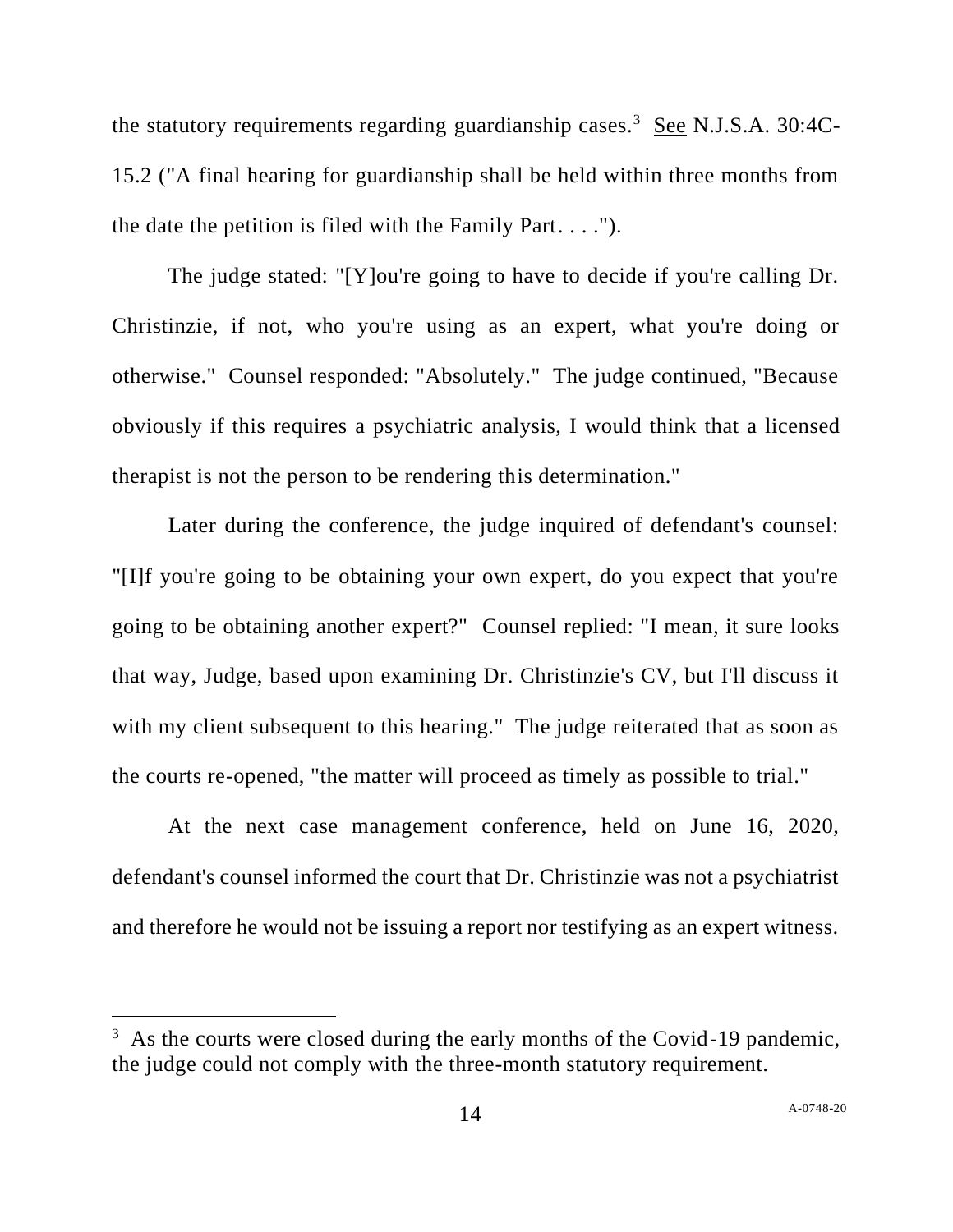the statutory requirements regarding guardianship cases.[3] See N.J.S.A. 30:4C-15.2 ("A final hearing for guardianship shall be held within three months from the date the petition is filed with the Family Part. . . .").

The judge stated: "[Y]ou're going to have to decide if you're calling Dr. Christinzie, if not, who you're using as an expert, what you're doing or otherwise." Counsel responded: "Absolutely." The judge continued, "Because obviously if this requires a psychiatric analysis, I would think that a licensed therapist is not the person to be rendering this determination."

Later during the conference, the judge inquired of defendant's counsel: "[I]f you're going to be obtaining your own expert, do you expect that you're going to be obtaining another expert?" Counsel replied: "I mean, it sure looks that way, Judge, based upon examining Dr. Christinzie's CV, but I'll discuss it with my client subsequent to this hearing." The judge reiterated that as soon as the courts re-opened, "the matter will proceed as timely as possible to trial."

At the next case management conference, held on June 16, 2020, defendant's counsel informed the court that Dr. Christinzie was not a psychiatrist and therefore he would not be issuing a report nor testifying as an expert witness.

---

[3] As the courts were closed during the early months of the Covid-19 pandemic, the judge could not comply with the three-month statutory requirement.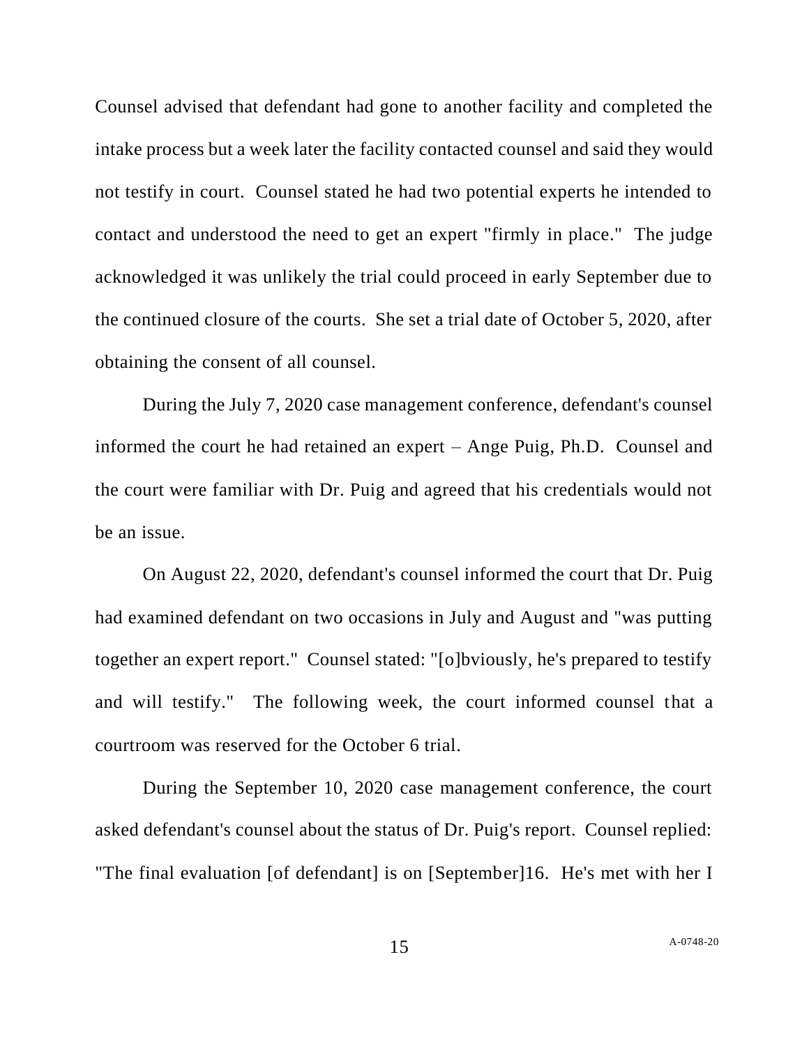Counsel advised that defendant had gone to another facility and completed the intake process but a week later the facility contacted counsel and said they would not testify in court. Counsel stated he had two potential experts he intended to contact and understood the need to get an expert "firmly in place." The judge acknowledged it was unlikely the trial could proceed in early September due to the continued closure of the courts. She set a trial date of October 5, 2020, after obtaining the consent of all counsel.

During the July 7, 2020 case management conference, defendant's counsel informed the court he had retained an expert – Ange Puig, Ph.D. Counsel and the court were familiar with Dr. Puig and agreed that his credentials would not be an issue.

On August 22, 2020, defendant's counsel informed the court that Dr. Puig had examined defendant on two occasions in July and August and "was putting together an expert report." Counsel stated: "[o]bviously, he's prepared to testify and will testify." The following week, the court informed counsel that a courtroom was reserved for the October 6 trial.

During the September 10, 2020 case management conference, the court asked defendant's counsel about the status of Dr. Puig's report. Counsel replied: "The final evaluation [of defendant] is on [September]16. He's met with her I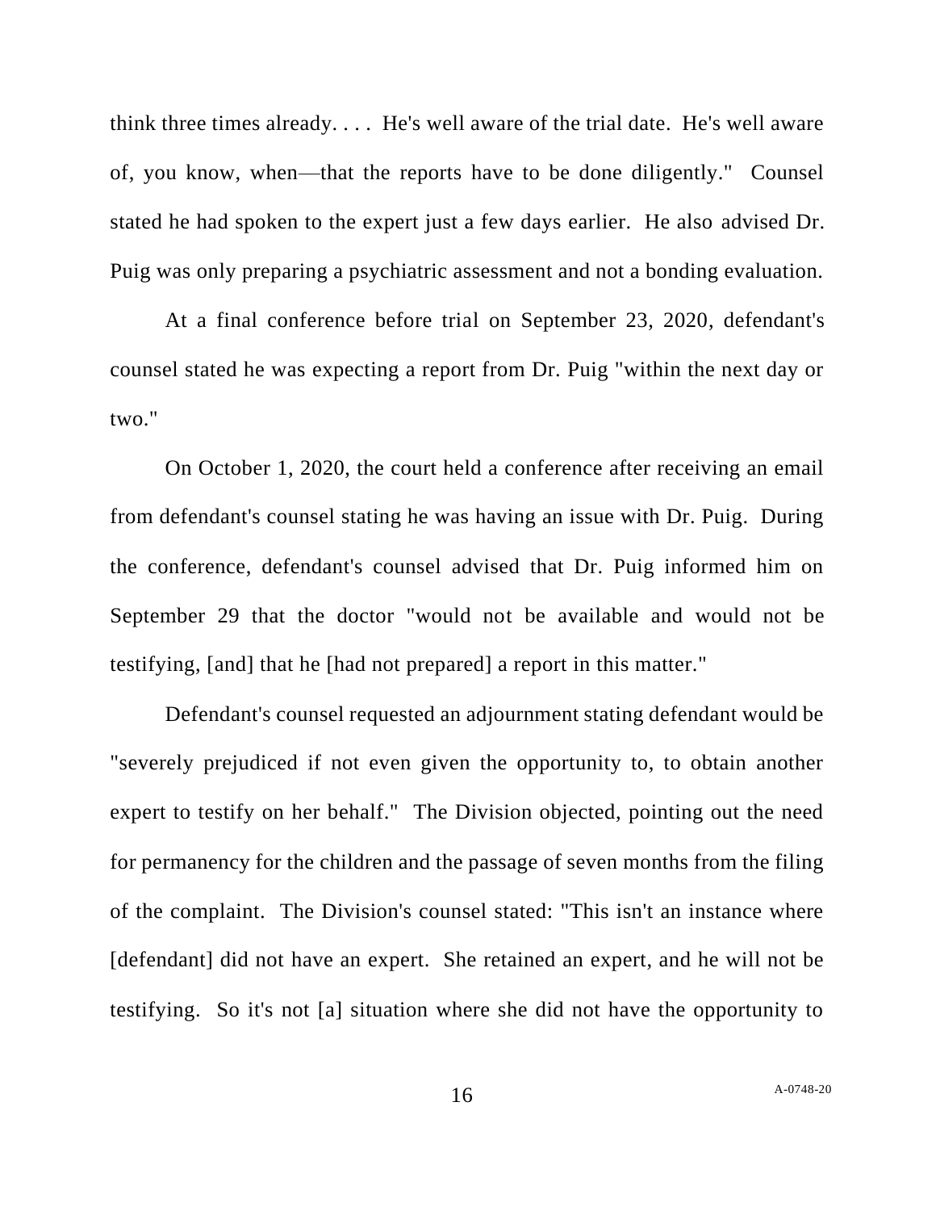think three times already. . . . He's well aware of the trial date. He's well aware of, you know, when—that the reports have to be done diligently." Counsel stated he had spoken to the expert just a few days earlier. He also advised Dr. Puig was only preparing a psychiatric assessment and not a bonding evaluation.

At a final conference before trial on September 23, 2020, defendant's counsel stated he was expecting a report from Dr. Puig "within the next day or two."

On October 1, 2020, the court held a conference after receiving an email from defendant's counsel stating he was having an issue with Dr. Puig. During the conference, defendant's counsel advised that Dr. Puig informed him on September 29 that the doctor "would not be available and would not be testifying, [and] that he [had not prepared] a report in this matter."

Defendant's counsel requested an adjournment stating defendant would be "severely prejudiced if not even given the opportunity to, to obtain another expert to testify on her behalf." The Division objected, pointing out the need for permanency for the children and the passage of seven months from the filing of the complaint. The Division's counsel stated: "This isn't an instance where [defendant] did not have an expert. She retained an expert, and he will not be testifying. So it's not [a] situation where she did not have the opportunity to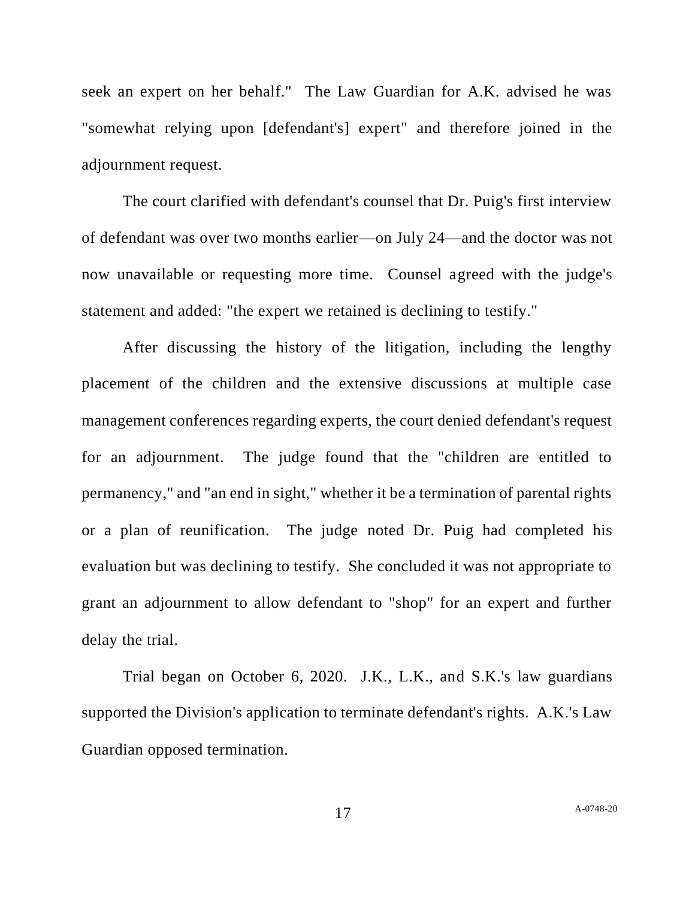seek an expert on her behalf." The Law Guardian for A.K. advised he was "somewhat relying upon [defendant's] expert" and therefore joined in the adjournment request.

The court clarified with defendant's counsel that Dr. Puig's first interview of defendant was over two months earlier—on July 24—and the doctor was not now unavailable or requesting more time. Counsel agreed with the judge's statement and added: "the expert we retained is declining to testify."

After discussing the history of the litigation, including the lengthy placement of the children and the extensive discussions at multiple case management conferences regarding experts, the court denied defendant's request for an adjournment. The judge found that the "children are entitled to permanency," and "an end in sight," whether it be a termination of parental rights or a plan of reunification. The judge noted Dr. Puig had completed his evaluation but was declining to testify. She concluded it was not appropriate to grant an adjournment to allow defendant to "shop" for an expert and further delay the trial.

Trial began on October 6, 2020. J.K., L.K., and S.K.'s law guardians supported the Division's application to terminate defendant's rights. A.K.'s Law Guardian opposed termination.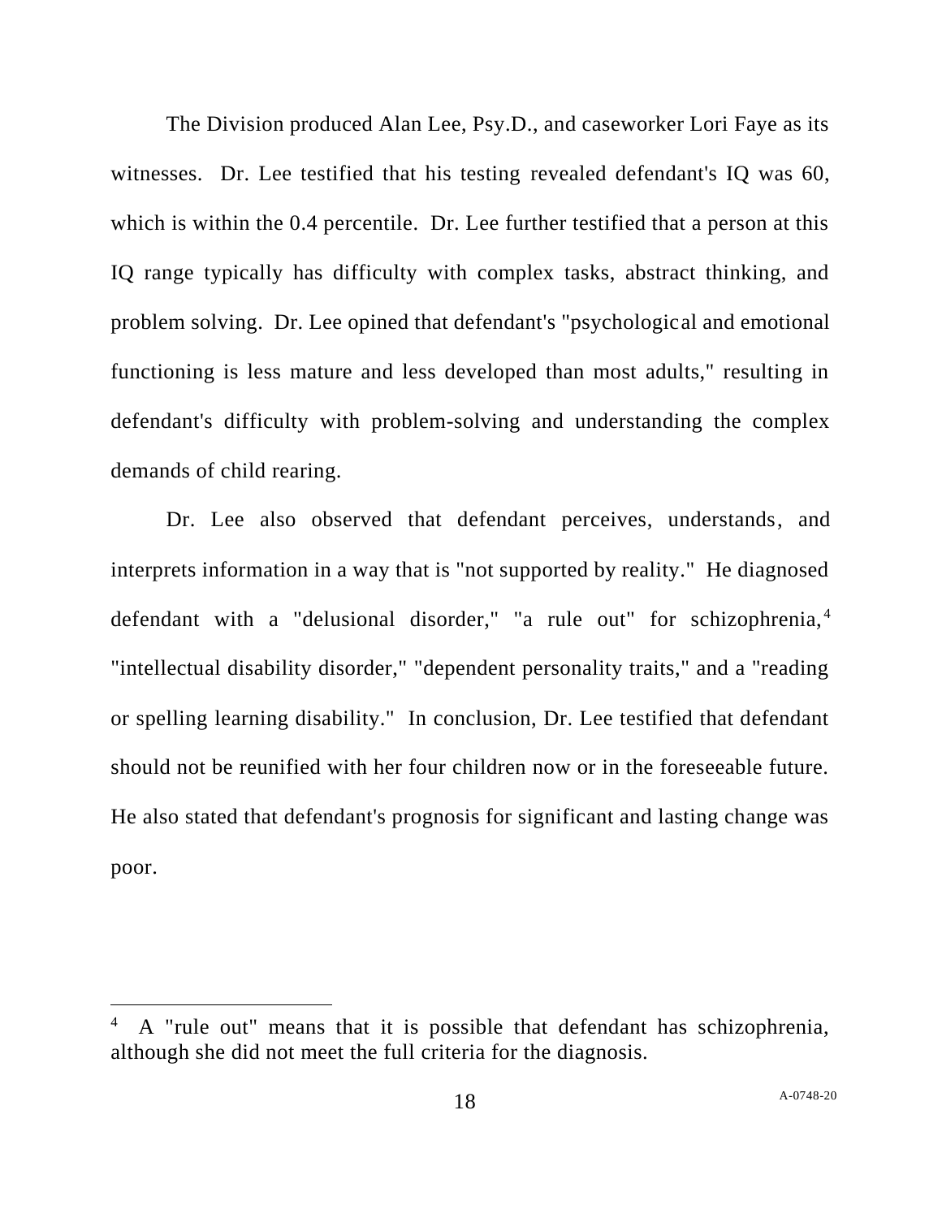The Division produced Alan Lee, Psy.D., and caseworker Lori Faye as its witnesses. Dr. Lee testified that his testing revealed defendant's IQ was 60, which is within the 0.4 percentile. Dr. Lee further testified that a person at this IQ range typically has difficulty with complex tasks, abstract thinking, and problem solving. Dr. Lee opined that defendant's "psychological and emotional functioning is less mature and less developed than most adults," resulting in defendant's difficulty with problem-solving and understanding the complex demands of child rearing.

Dr. Lee also observed that defendant perceives, understands, and interprets information in a way that is "not supported by reality." He diagnosed defendant with a "delusional disorder," "a rule out" for schizophrenia,[4] "intellectual disability disorder," "dependent personality traits," and a "reading or spelling learning disability." In conclusion, Dr. Lee testified that defendant should not be reunified with her four children now or in the foreseeable future. He also stated that defendant's prognosis for significant and lasting change was poor.

---

[4] A "rule out" means that it is possible that defendant has schizophrenia, although she did not meet the full criteria for the diagnosis.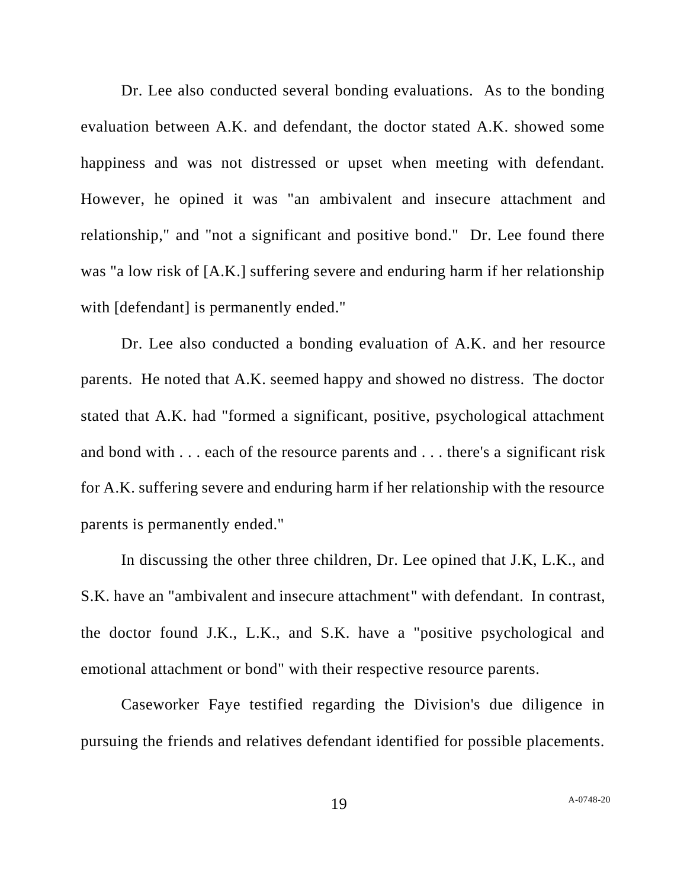Dr. Lee also conducted several bonding evaluations. As to the bonding evaluation between A.K. and defendant, the doctor stated A.K. showed some happiness and was not distressed or upset when meeting with defendant. However, he opined it was "an ambivalent and insecure attachment and relationship," and "not a significant and positive bond." Dr. Lee found there was "a low risk of [A.K.] suffering severe and enduring harm if her relationship with [defendant] is permanently ended."

Dr. Lee also conducted a bonding evaluation of A.K. and her resource parents. He noted that A.K. seemed happy and showed no distress. The doctor stated that A.K. had "formed a significant, positive, psychological attachment and bond with . . . each of the resource parents and . . . there's a significant risk for A.K. suffering severe and enduring harm if her relationship with the resource parents is permanently ended."

In discussing the other three children, Dr. Lee opined that J.K, L.K., and S.K. have an "ambivalent and insecure attachment" with defendant. In contrast, the doctor found J.K., L.K., and S.K. have a "positive psychological and emotional attachment or bond" with their respective resource parents.

Caseworker Faye testified regarding the Division's due diligence in pursuing the friends and relatives defendant identified for possible placements.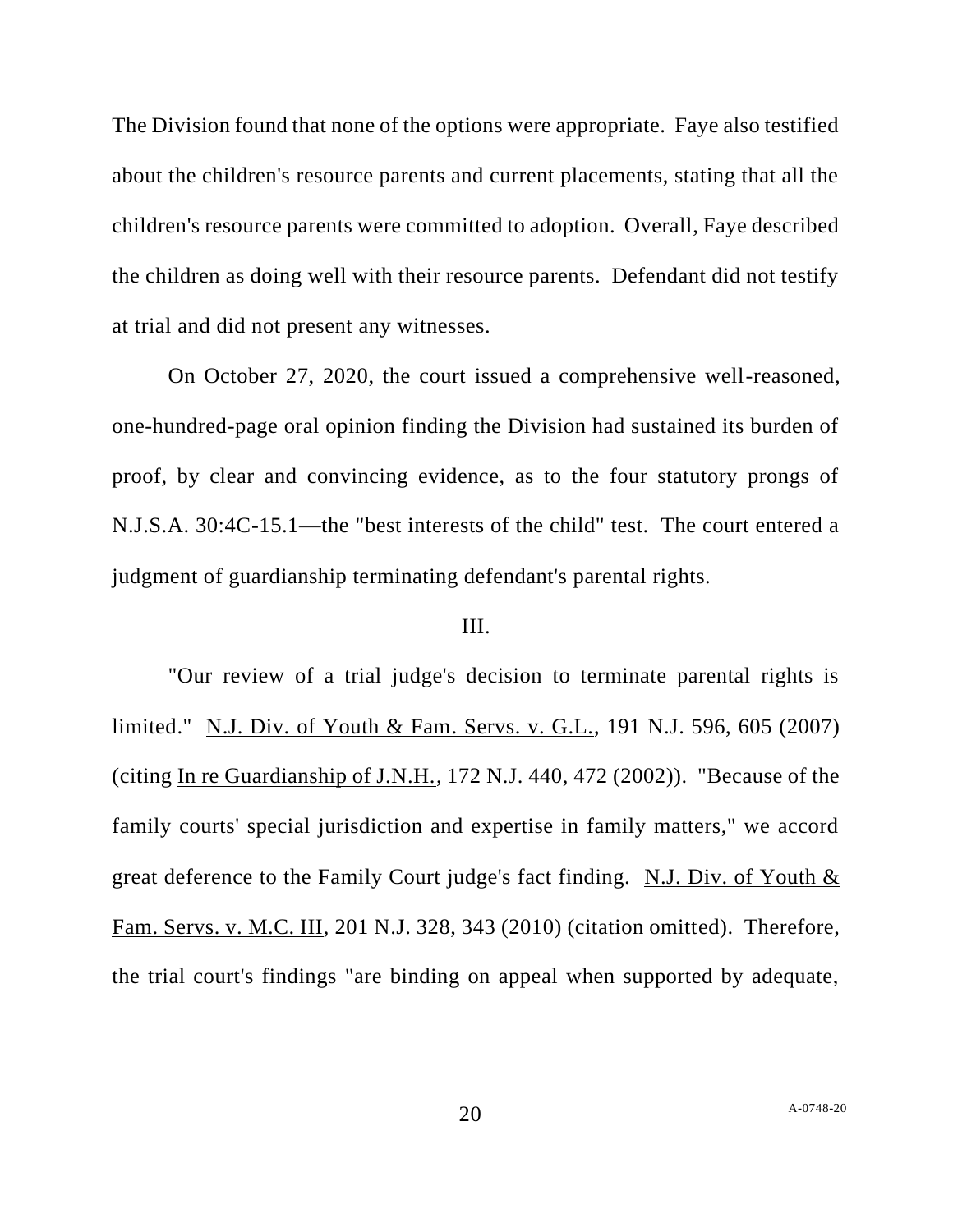The Division found that none of the options were appropriate. Faye also testified about the children's resource parents and current placements, stating that all the children's resource parents were committed to adoption. Overall, Faye described the children as doing well with their resource parents. Defendant did not testify at trial and did not present any witnesses.

On October 27, 2020, the court issued a comprehensive well-reasoned, one-hundred-page oral opinion finding the Division had sustained its burden of proof, by clear and convincing evidence, as to the four statutory prongs of N.J.S.A. 30:4C-15.1—the "best interests of the child" test. The court entered a judgment of guardianship terminating defendant's parental rights.

III.

"Our review of a trial judge's decision to terminate parental rights is limited." N.J. Div. of Youth & Fam. Servs. v. G.L., 191 N.J. 596, 605 (2007) (citing In re Guardianship of J.N.H., 172 N.J. 440, 472 (2002)). "Because of the family courts' special jurisdiction and expertise in family matters," we accord great deference to the Family Court judge's fact finding. N.J. Div. of Youth & Fam. Servs. v. M.C. III, 201 N.J. 328, 343 (2010) (citation omitted). Therefore, the trial court's findings "are binding on appeal when supported by adequate,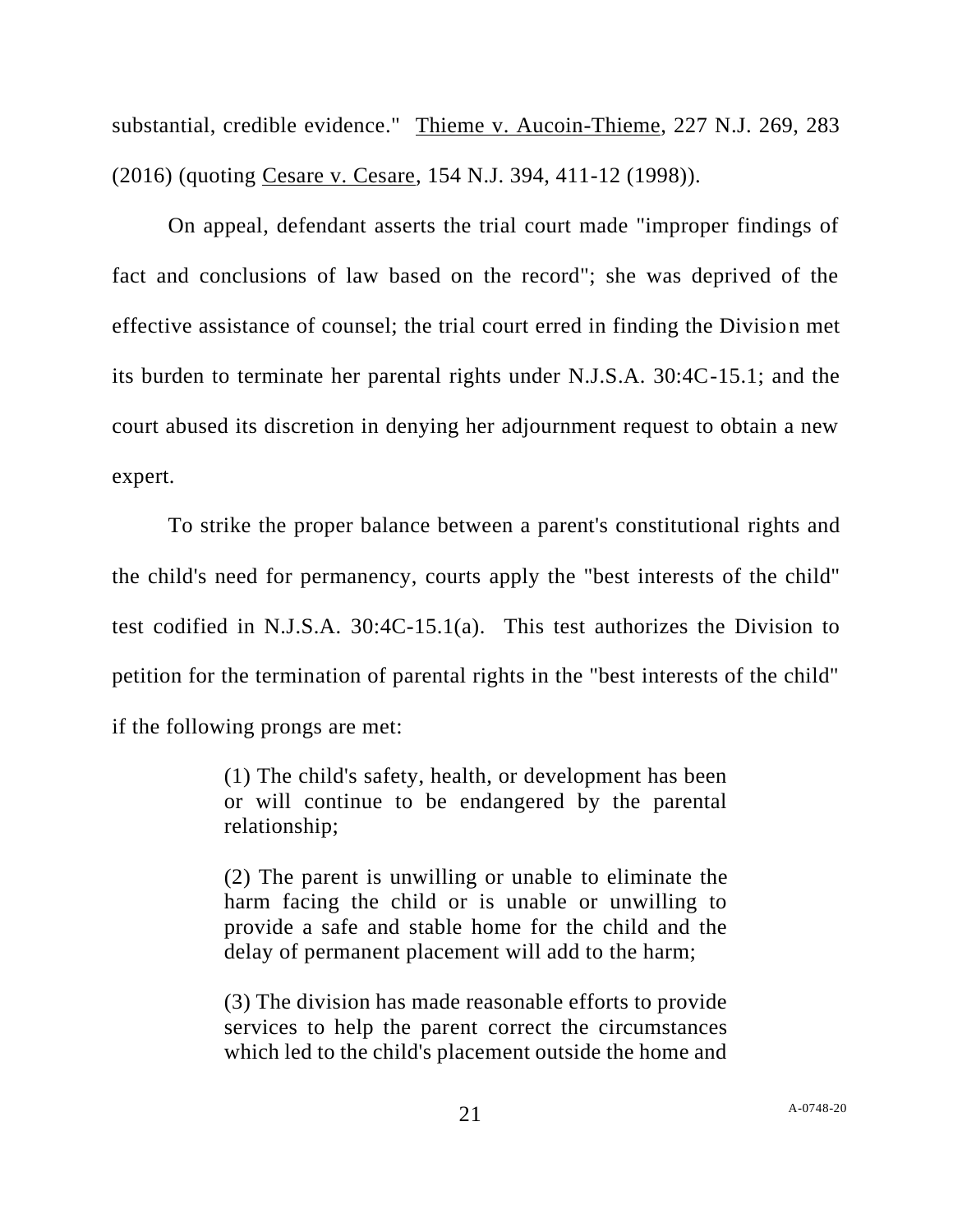substantial, credible evidence." Thieme v. Aucoin-Thieme, 227 N.J. 269, 283 (2016) (quoting Cesare v. Cesare, 154 N.J. 394, 411-12 (1998)).

On appeal, defendant asserts the trial court made "improper findings of fact and conclusions of law based on the record"; she was deprived of the effective assistance of counsel; the trial court erred in finding the Division met its burden to terminate her parental rights under N.J.S.A. 30:4C-15.1; and the court abused its discretion in denying her adjournment request to obtain a new expert.

To strike the proper balance between a parent's constitutional rights and the child's need for permanency, courts apply the "best interests of the child" test codified in N.J.S.A. 30:4C-15.1(a). This test authorizes the Division to petition for the termination of parental rights in the "best interests of the child" if the following prongs are met:

> (1) The child's safety, health, or development has been or will continue to be endangered by the parental relationship;
>
> (2) The parent is unwilling or unable to eliminate the harm facing the child or is unable or unwilling to provide a safe and stable home for the child and the delay of permanent placement will add to the harm;
>
> (3) The division has made reasonable efforts to provide services to help the parent correct the circumstances which led to the child's placement outside the home and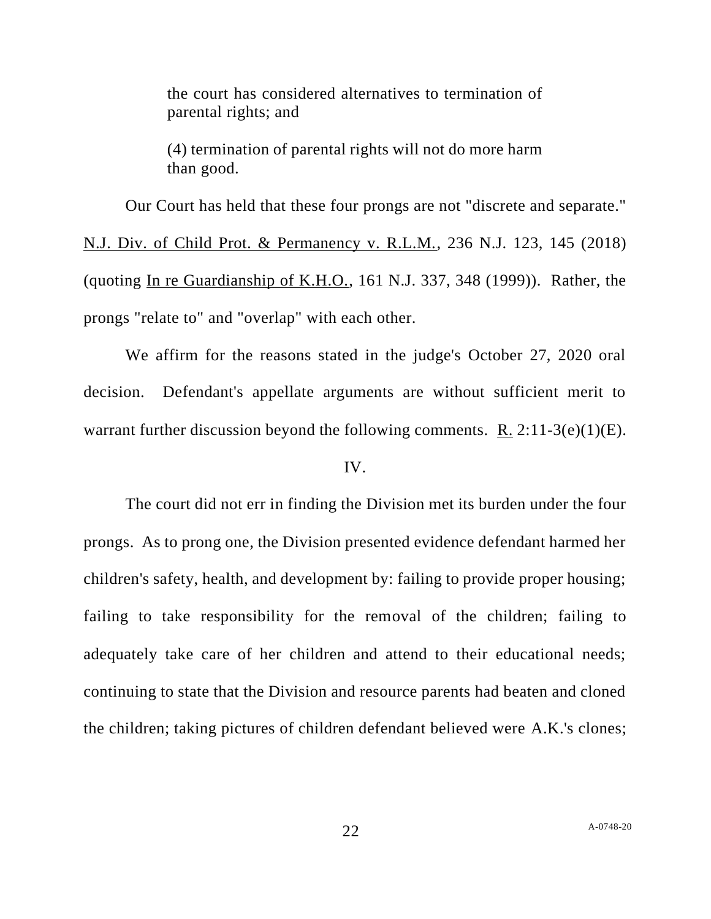> the court has considered alternatives to termination of parental rights; and
>
> (4) termination of parental rights will not do more harm than good.

Our Court has held that these four prongs are not "discrete and separate." N.J. Div. of Child Prot. & Permanency v. R.L.M., 236 N.J. 123, 145 (2018) (quoting In re Guardianship of K.H.O., 161 N.J. 337, 348 (1999)). Rather, the prongs "relate to" and "overlap" with each other.

We affirm for the reasons stated in the judge's October 27, 2020 oral decision. Defendant's appellate arguments are without sufficient merit to warrant further discussion beyond the following comments. R. 2:11-3(e)(1)(E).

## IV.

The court did not err in finding the Division met its burden under the four prongs. As to prong one, the Division presented evidence defendant harmed her children's safety, health, and development by: failing to provide proper housing; failing to take responsibility for the removal of the children; failing to adequately take care of her children and attend to their educational needs; continuing to state that the Division and resource parents had beaten and cloned the children; taking pictures of children defendant believed were A.K.'s clones;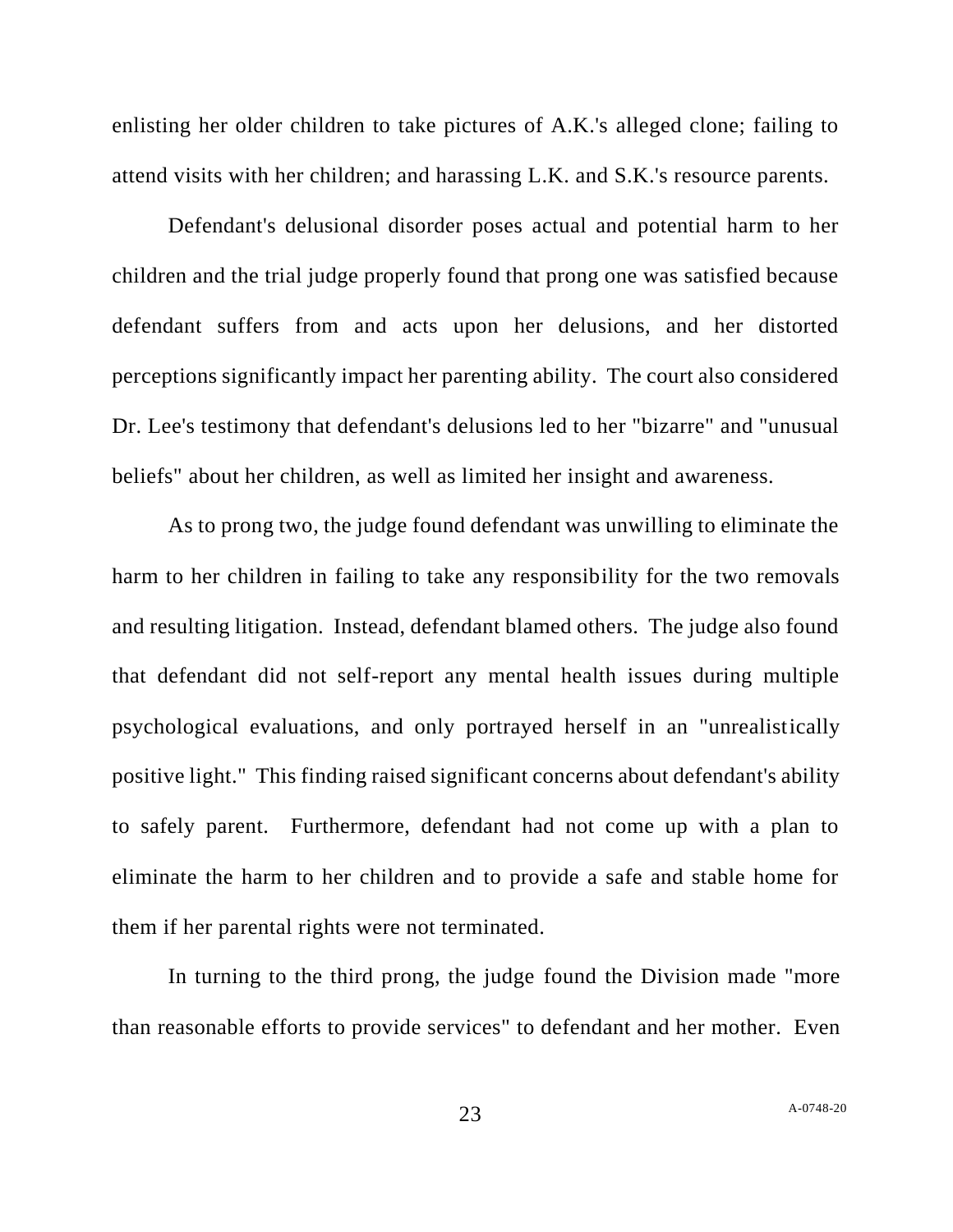enlisting her older children to take pictures of A.K.'s alleged clone; failing to attend visits with her children; and harassing L.K. and S.K.'s resource parents.

Defendant's delusional disorder poses actual and potential harm to her children and the trial judge properly found that prong one was satisfied because defendant suffers from and acts upon her delusions, and her distorted perceptions significantly impact her parenting ability. The court also considered Dr. Lee's testimony that defendant's delusions led to her "bizarre" and "unusual beliefs" about her children, as well as limited her insight and awareness.

As to prong two, the judge found defendant was unwilling to eliminate the harm to her children in failing to take any responsibility for the two removals and resulting litigation. Instead, defendant blamed others. The judge also found that defendant did not self-report any mental health issues during multiple psychological evaluations, and only portrayed herself in an "unrealistically positive light." This finding raised significant concerns about defendant's ability to safely parent. Furthermore, defendant had not come up with a plan to eliminate the harm to her children and to provide a safe and stable home for them if her parental rights were not terminated.

In turning to the third prong, the judge found the Division made "more than reasonable efforts to provide services" to defendant and her mother. Even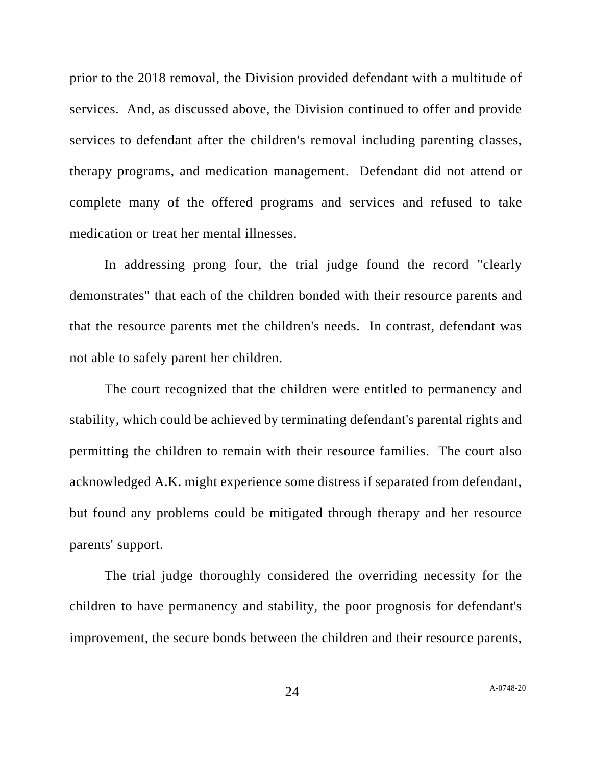prior to the 2018 removal, the Division provided defendant with a multitude of services. And, as discussed above, the Division continued to offer and provide services to defendant after the children's removal including parenting classes, therapy programs, and medication management. Defendant did not attend or complete many of the offered programs and services and refused to take medication or treat her mental illnesses.

In addressing prong four, the trial judge found the record "clearly demonstrates" that each of the children bonded with their resource parents and that the resource parents met the children's needs. In contrast, defendant was not able to safely parent her children.

The court recognized that the children were entitled to permanency and stability, which could be achieved by terminating defendant's parental rights and permitting the children to remain with their resource families. The court also acknowledged A.K. might experience some distress if separated from defendant, but found any problems could be mitigated through therapy and her resource parents' support.

The trial judge thoroughly considered the overriding necessity for the children to have permanency and stability, the poor prognosis for defendant's improvement, the secure bonds between the children and their resource parents,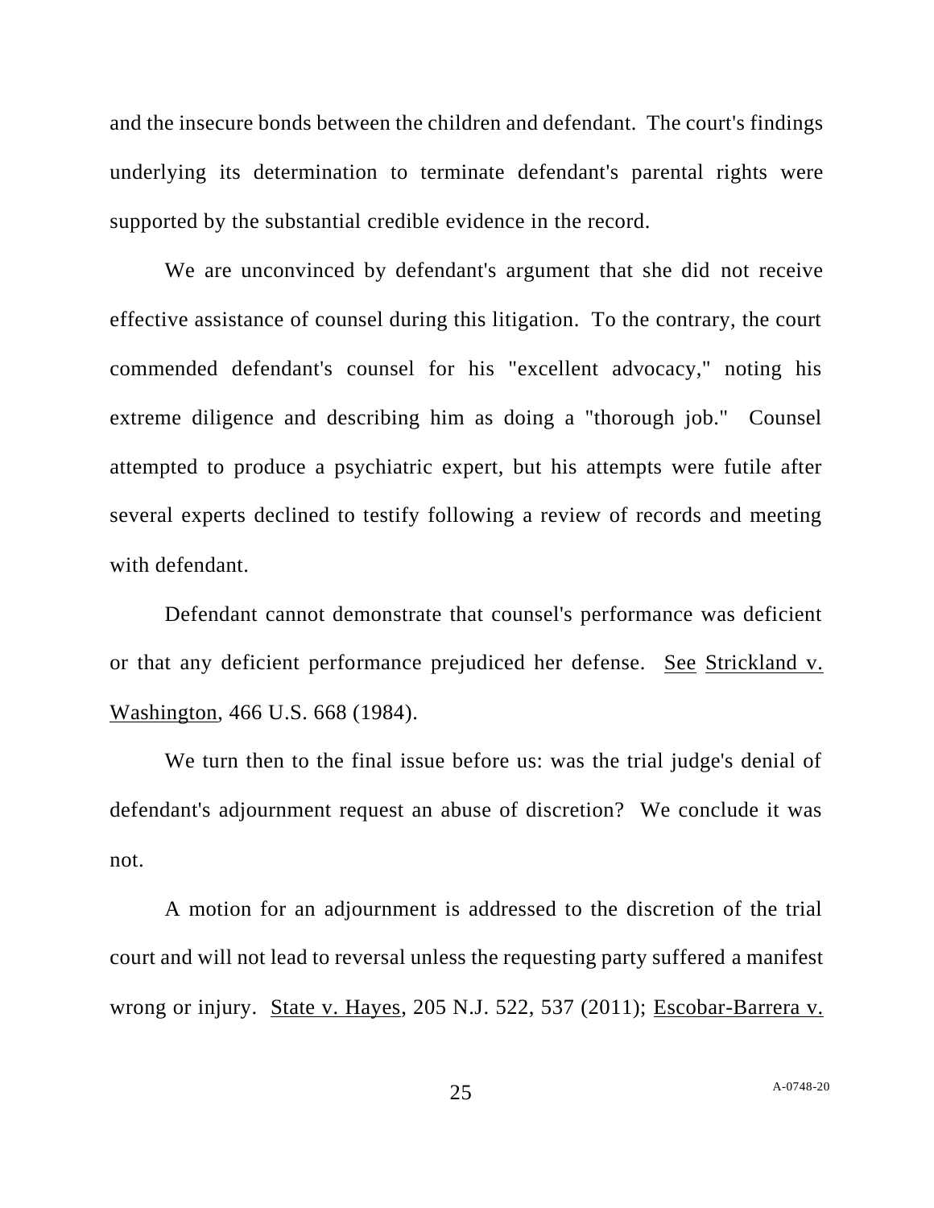and the insecure bonds between the children and defendant. The court's findings underlying its determination to terminate defendant's parental rights were supported by the substantial credible evidence in the record.

We are unconvinced by defendant's argument that she did not receive effective assistance of counsel during this litigation. To the contrary, the court commended defendant's counsel for his "excellent advocacy," noting his extreme diligence and describing him as doing a "thorough job." Counsel attempted to produce a psychiatric expert, but his attempts were futile after several experts declined to testify following a review of records and meeting with defendant.

Defendant cannot demonstrate that counsel's performance was deficient or that any deficient performance prejudiced her defense. See Strickland v. Washington, 466 U.S. 668 (1984).

We turn then to the final issue before us: was the trial judge's denial of defendant's adjournment request an abuse of discretion? We conclude it was not.

A motion for an adjournment is addressed to the discretion of the trial court and will not lead to reversal unless the requesting party suffered a manifest wrong or injury. State v. Hayes, 205 N.J. 522, 537 (2011); Escobar-Barrera v.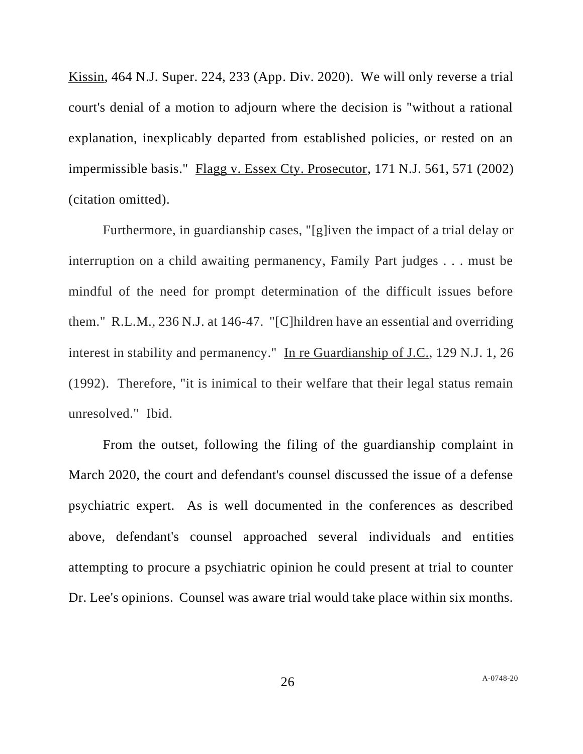Kissin, 464 N.J. Super. 224, 233 (App. Div. 2020). We will only reverse a trial court's denial of a motion to adjourn where the decision is "without a rational explanation, inexplicably departed from established policies, or rested on an impermissible basis." Flagg v. Essex Cty. Prosecutor, 171 N.J. 561, 571 (2002) (citation omitted).

Furthermore, in guardianship cases, "[g]iven the impact of a trial delay or interruption on a child awaiting permanency, Family Part judges . . . must be mindful of the need for prompt determination of the difficult issues before them." R.L.M., 236 N.J. at 146-47. "[C]hildren have an essential and overriding interest in stability and permanency." In re Guardianship of J.C., 129 N.J. 1, 26 (1992). Therefore, "it is inimical to their welfare that their legal status remain unresolved." Ibid.

From the outset, following the filing of the guardianship complaint in March 2020, the court and defendant's counsel discussed the issue of a defense psychiatric expert. As is well documented in the conferences as described above, defendant's counsel approached several individuals and entities attempting to procure a psychiatric opinion he could present at trial to counter Dr. Lee's opinions. Counsel was aware trial would take place within six months.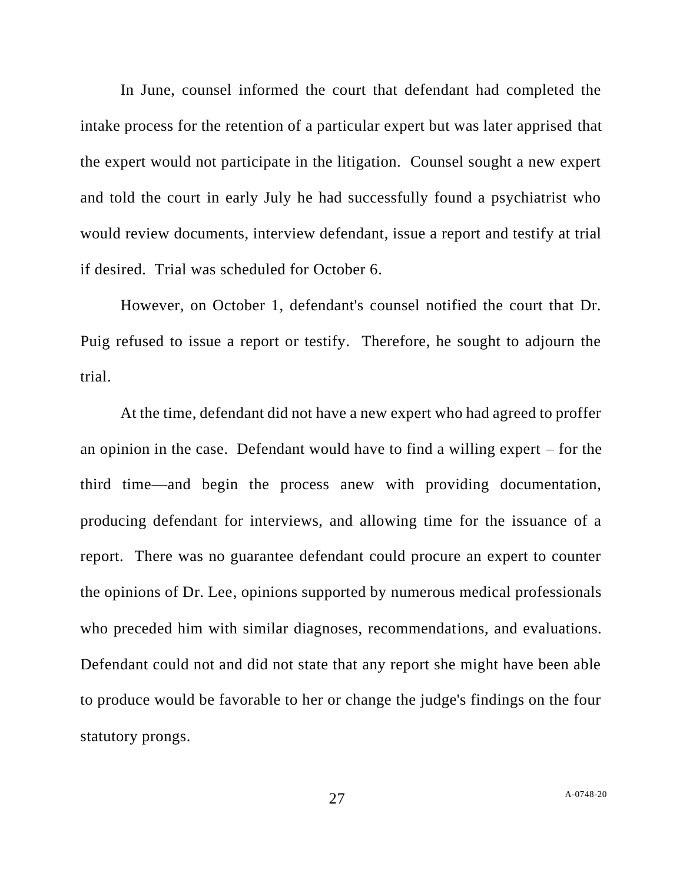In June, counsel informed the court that defendant had completed the intake process for the retention of a particular expert but was later apprised that the expert would not participate in the litigation. Counsel sought a new expert and told the court in early July he had successfully found a psychiatrist who would review documents, interview defendant, issue a report and testify at trial if desired. Trial was scheduled for October 6.

However, on October 1, defendant's counsel notified the court that Dr. Puig refused to issue a report or testify. Therefore, he sought to adjourn the trial.

At the time, defendant did not have a new expert who had agreed to proffer an opinion in the case. Defendant would have to find a willing expert – for the third time—and begin the process anew with providing documentation, producing defendant for interviews, and allowing time for the issuance of a report. There was no guarantee defendant could procure an expert to counter the opinions of Dr. Lee, opinions supported by numerous medical professionals who preceded him with similar diagnoses, recommendations, and evaluations. Defendant could not and did not state that any report she might have been able to produce would be favorable to her or change the judge's findings on the four statutory prongs.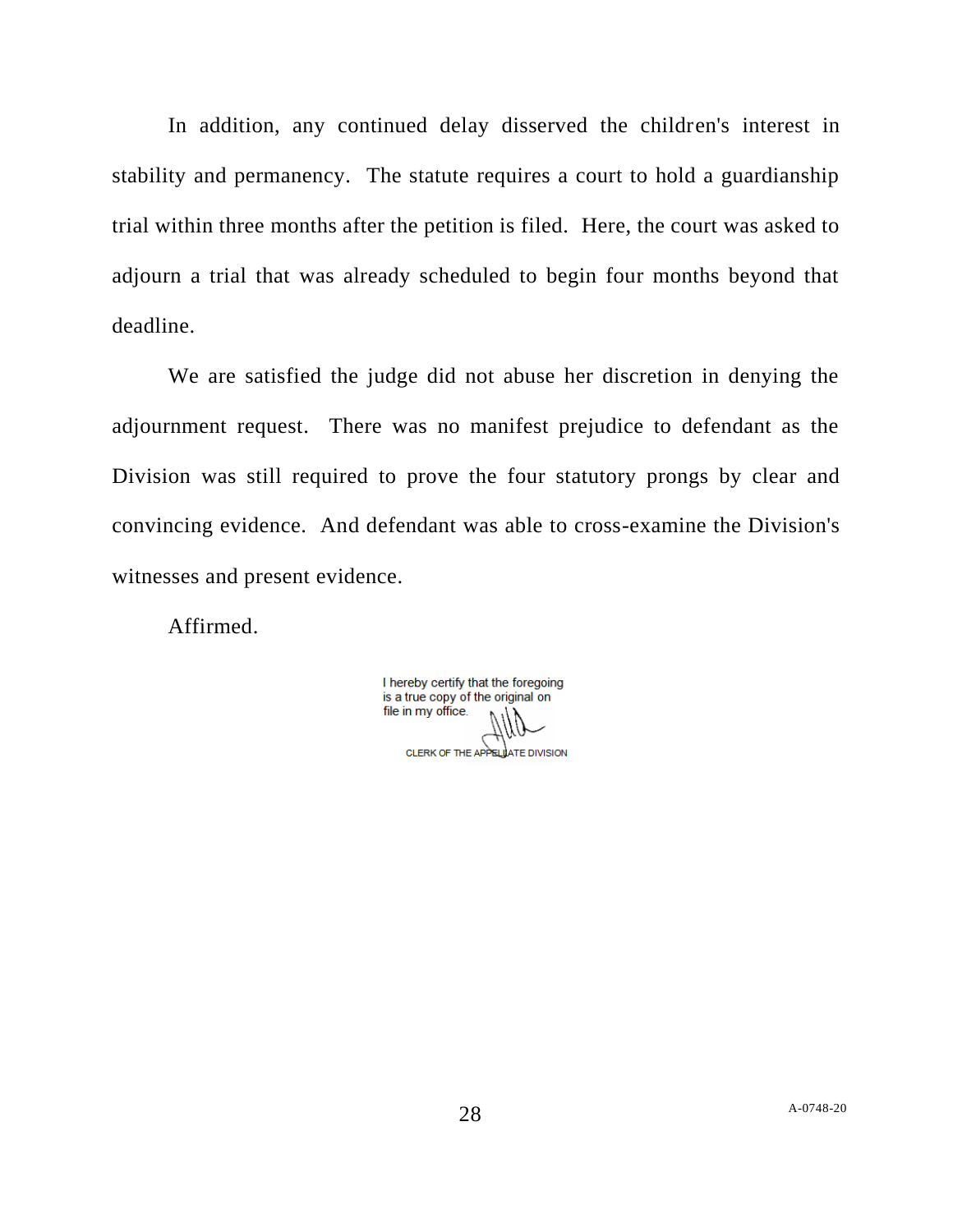In addition, any continued delay disserved the children's interest in stability and permanency. The statute requires a court to hold a guardianship trial within three months after the petition is filed. Here, the court was asked to adjourn a trial that was already scheduled to begin four months beyond that deadline.

We are satisfied the judge did not abuse her discretion in denying the adjournment request. There was no manifest prejudice to defendant as the Division was still required to prove the four statutory prongs by clear and convincing evidence. And defendant was able to cross-examine the Division's witnesses and present evidence.

Affirmed.

I hereby certify that the foregoing is a true copy of the original on file in my office.

CLERK OF THE APPELLATE DIVISION